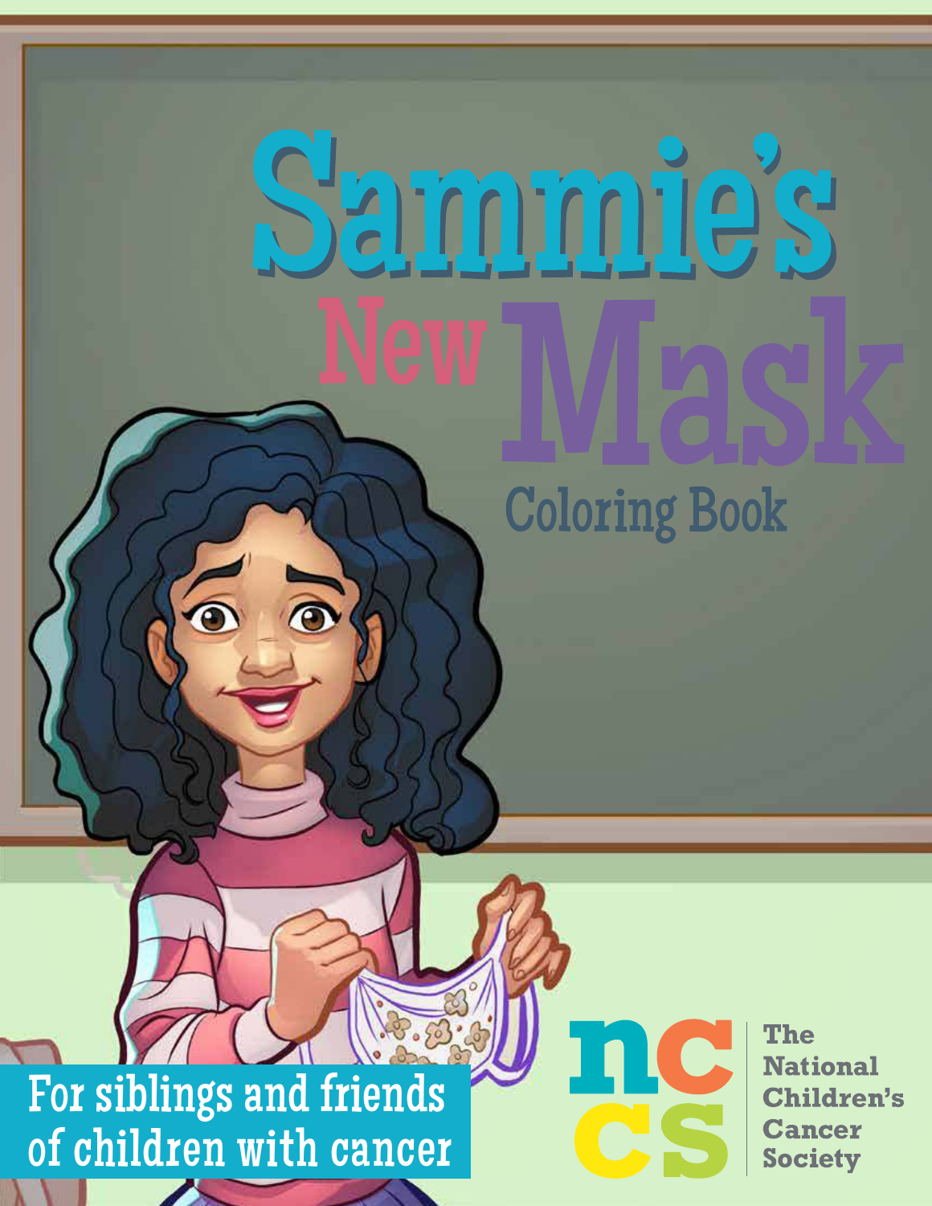# Sammie's New Mask

## Coloring Book

For siblings and friends of children with cancer

ncs

The National Children's Cancer Society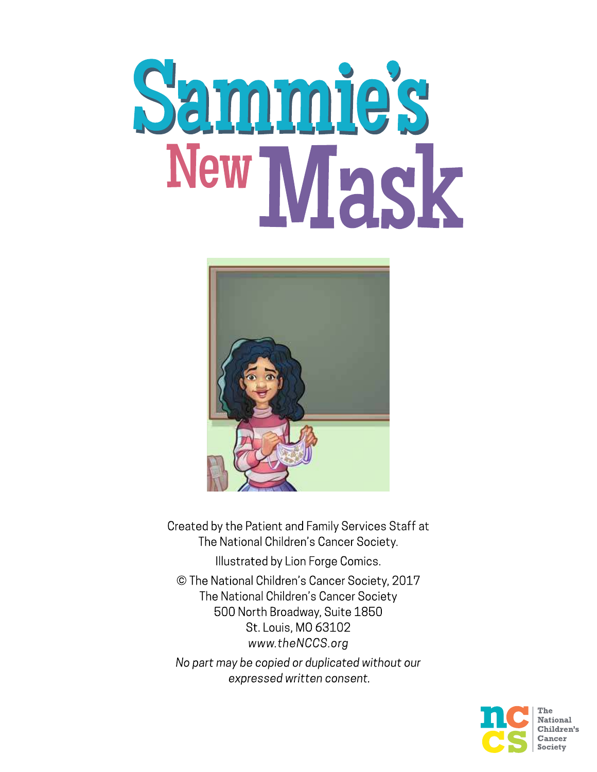# Sammie's New Mask

Created by the Patient and Family Services Staff at The National Children's Cancer Society.

Illustrated by Lion Forge Comics.

© The National Children's Cancer Society, 2017
The National Children's Cancer Society
500 North Broadway, Suite 1850
St. Louis, MO 63102
*www.theNCCS.org*

*No part may be copied or duplicated without our expressed written consent.*

The National Children's Cancer Society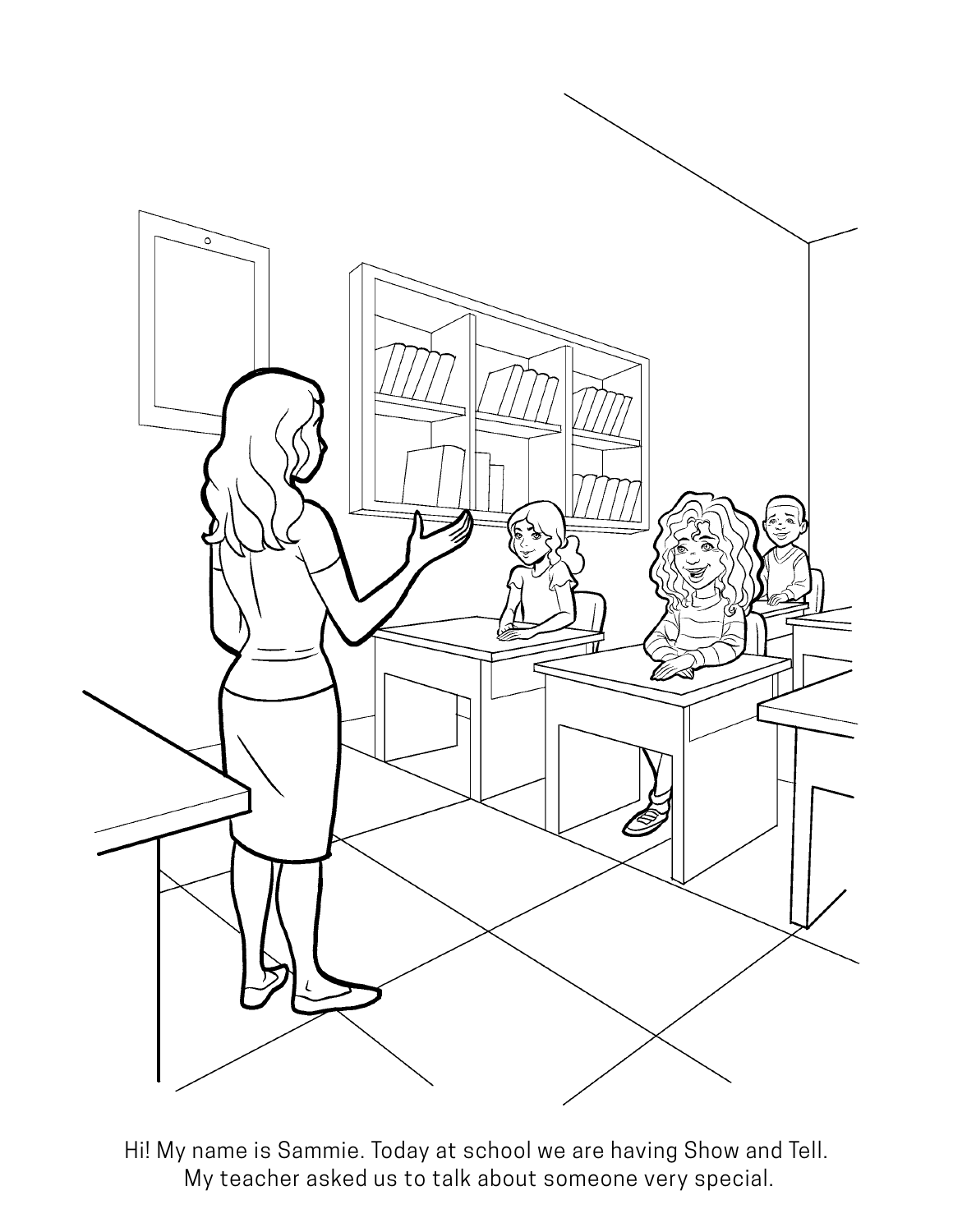Hi! My name is Sammie. Today at school we are having Show and Tell.
My teacher asked us to talk about someone very special.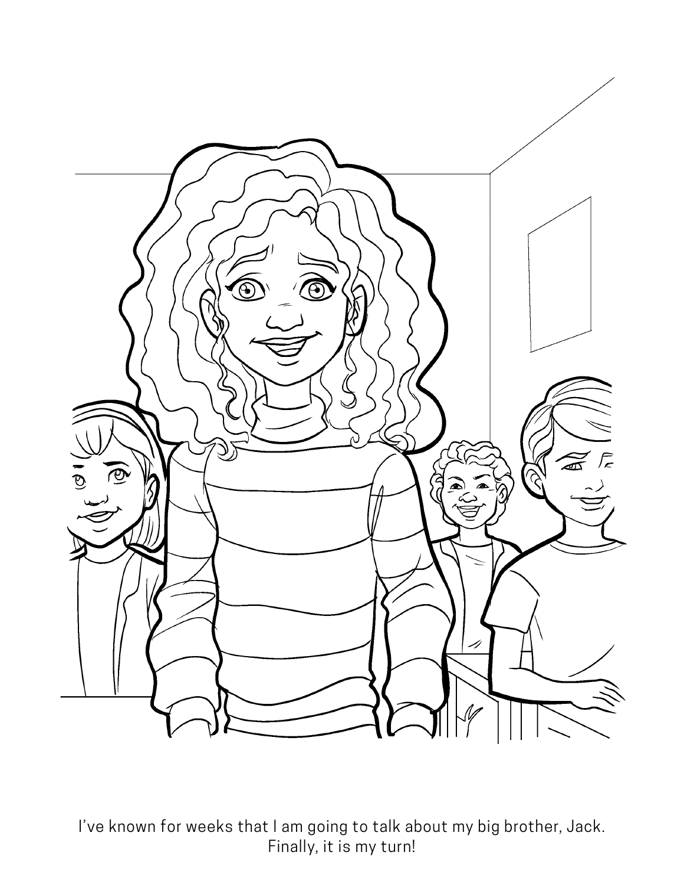I’ve known for weeks that I am going to talk about my big brother, Jack. Finally, it is my turn!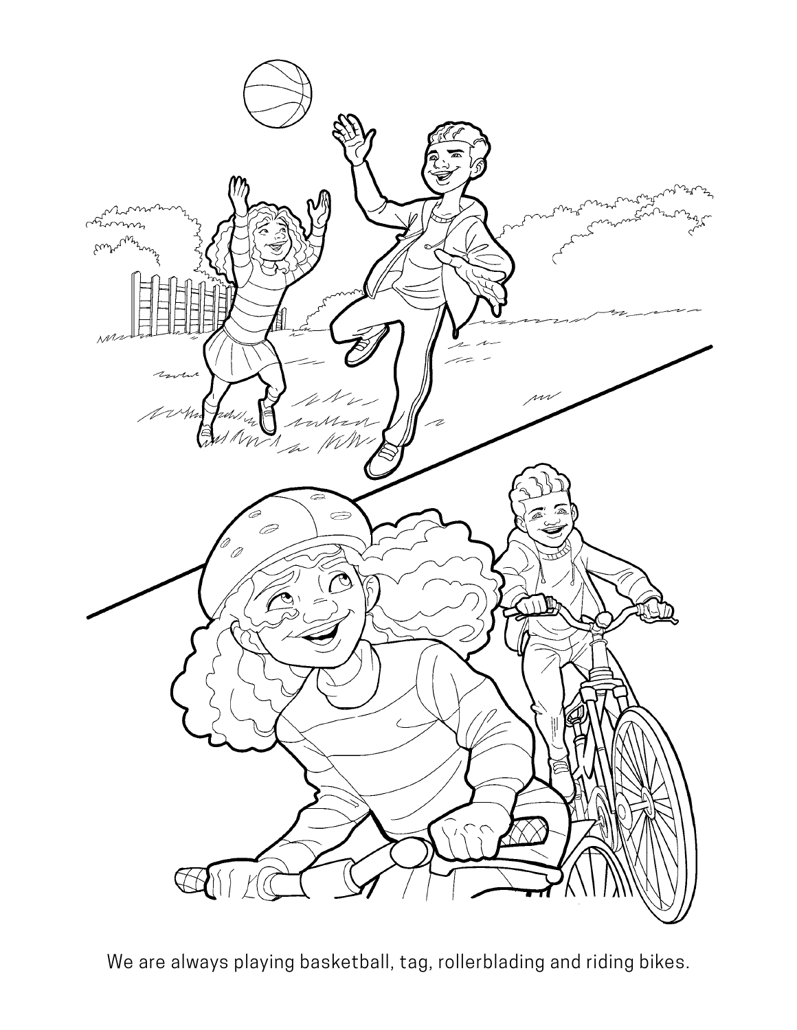We are always playing basketball, tag, rollerblading and riding bikes.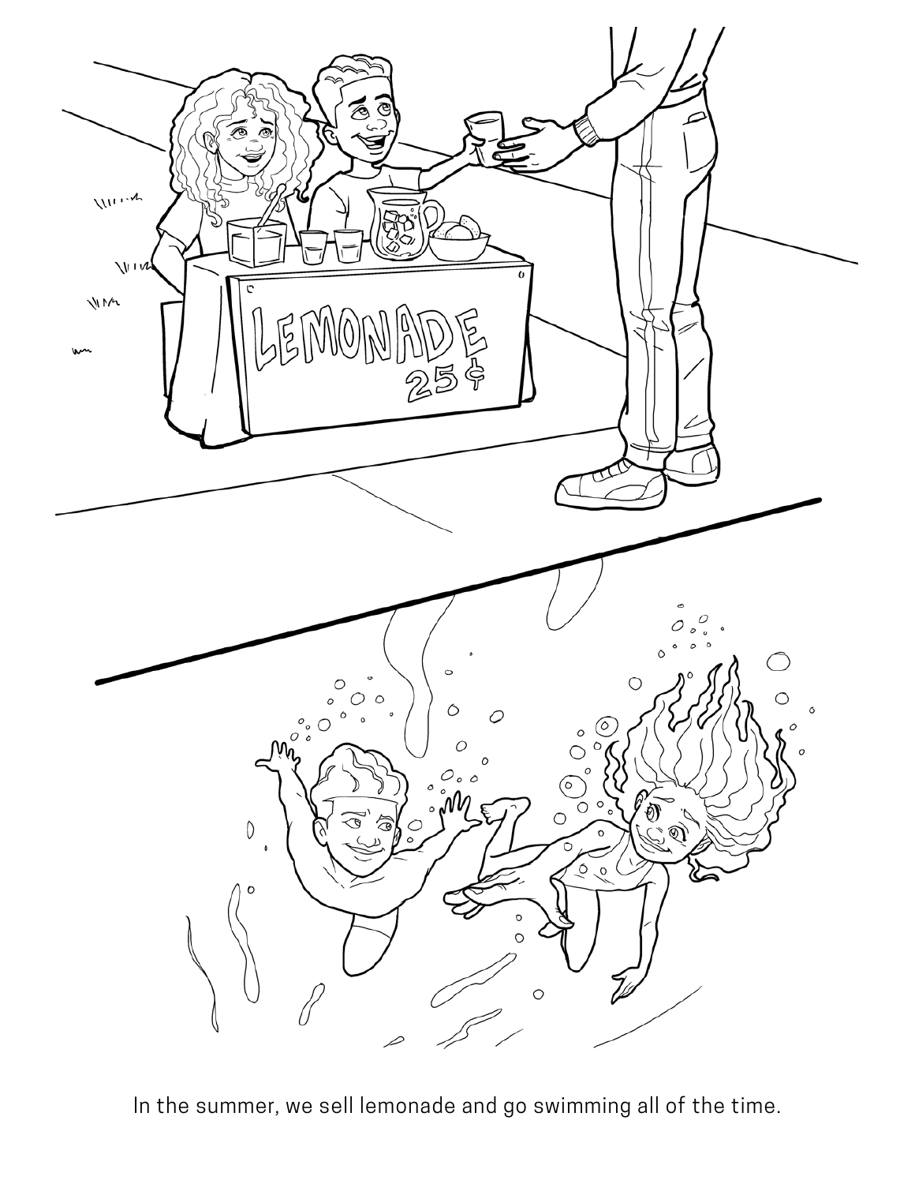In the summer, we sell lemonade and go swimming all of the time.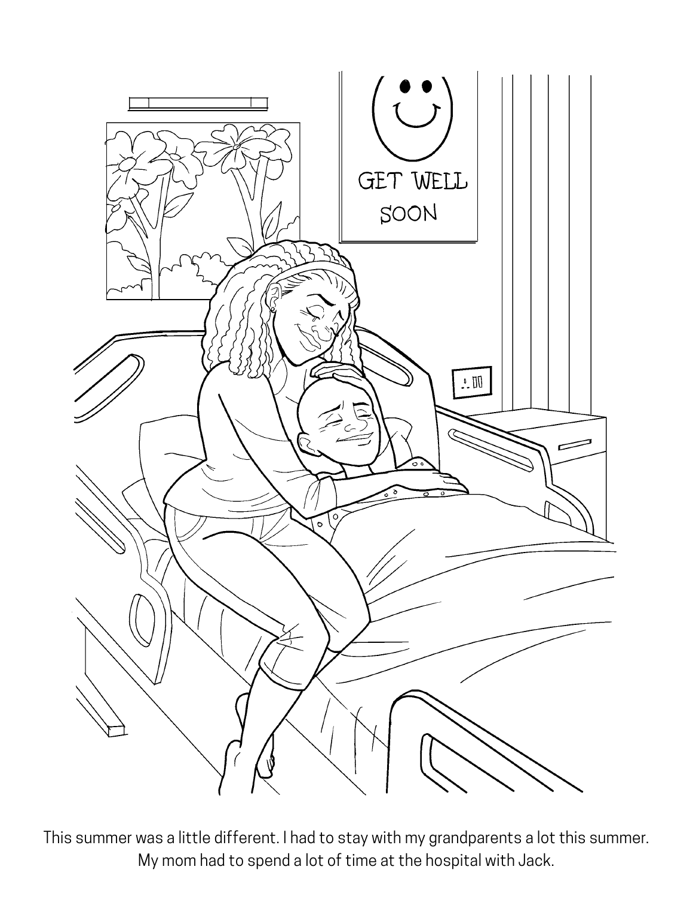This summer was a little different. I had to stay with my grandparents a lot this summer. My mom had to spend a lot of time at the hospital with Jack.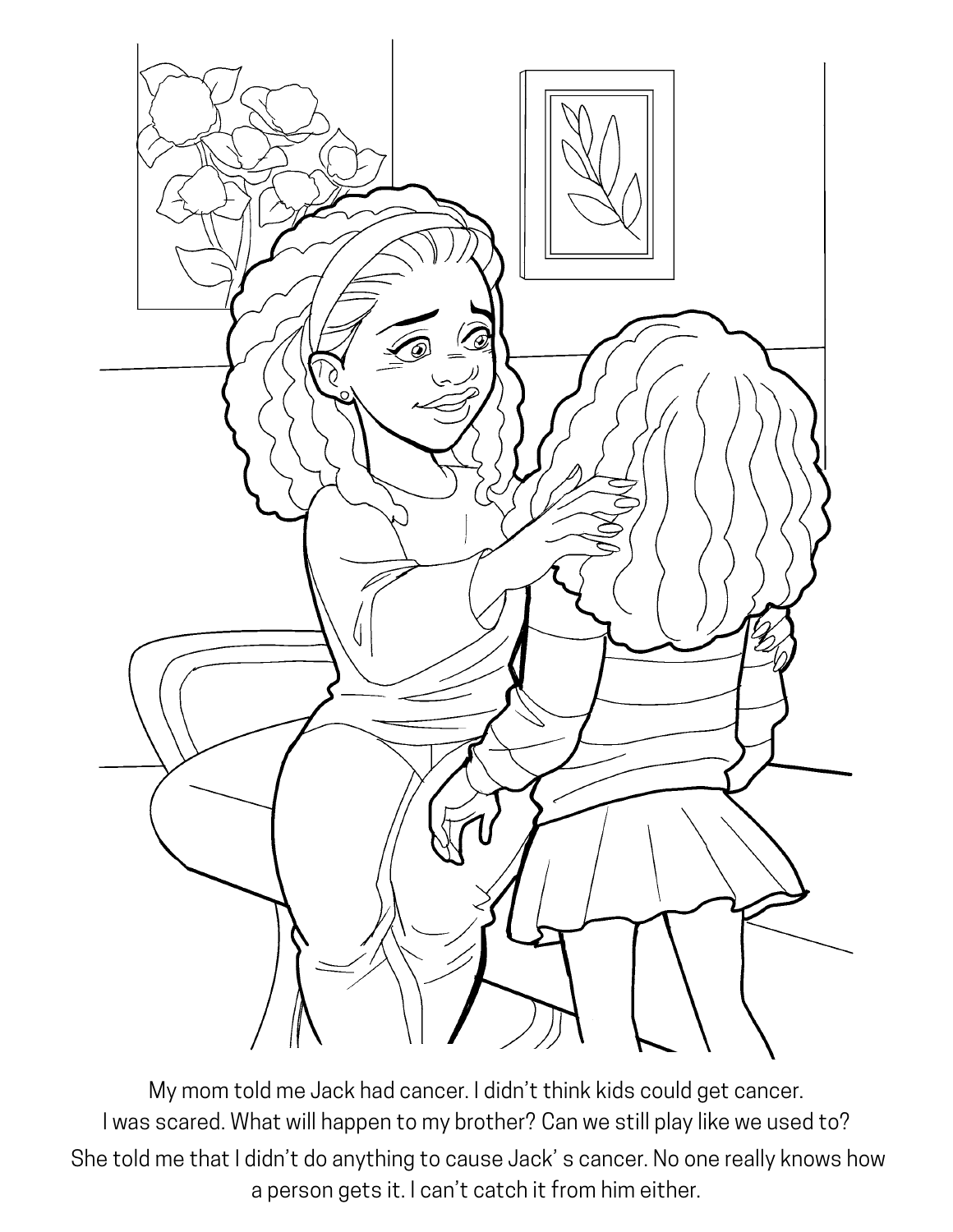My mom told me Jack had cancer. I didn't think kids could get cancer. I was scared. What will happen to my brother? Can we still play like we used to?

She told me that I didn't do anything to cause Jack' s cancer. No one really knows how a person gets it. I can't catch it from him either.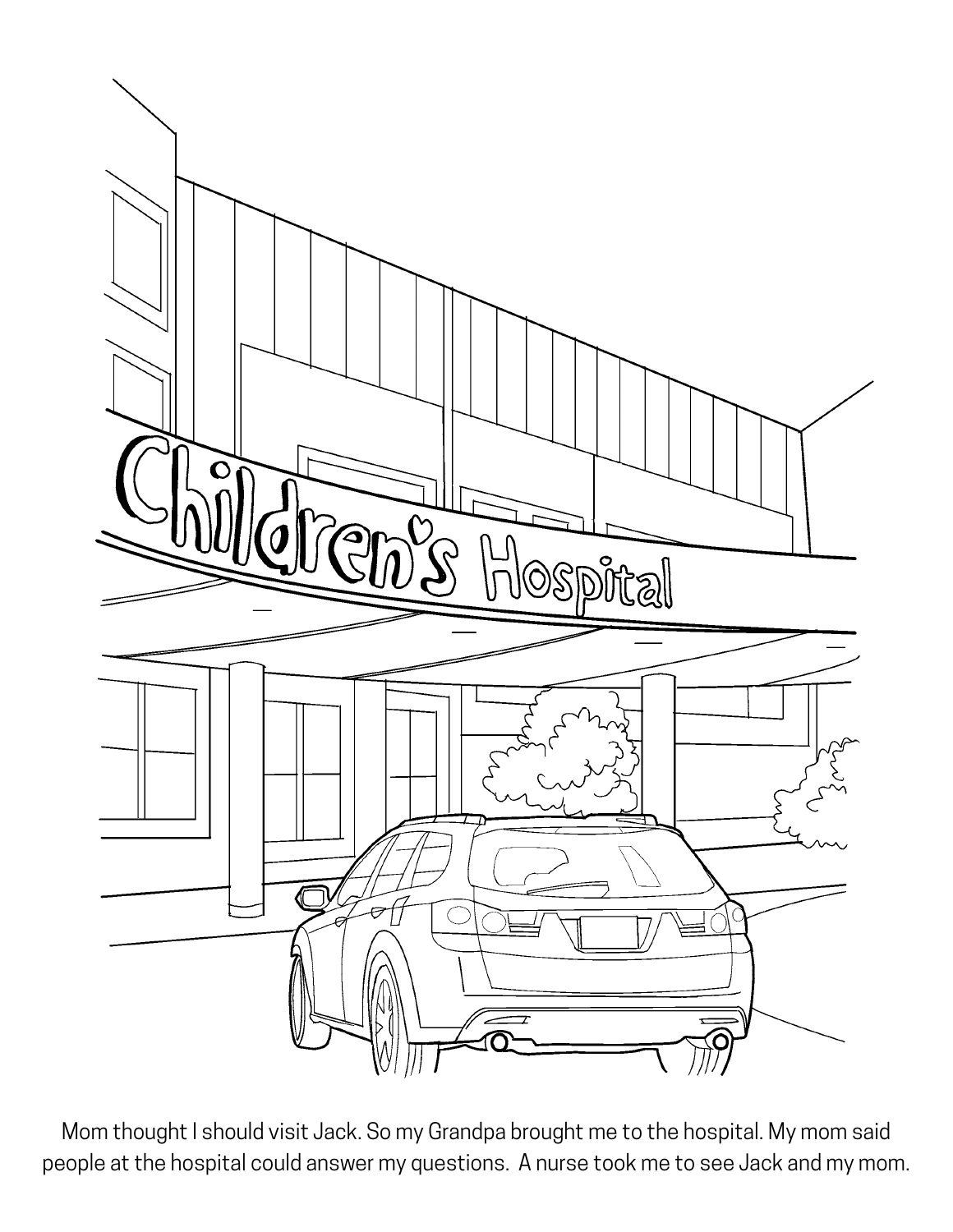Mom thought I should visit Jack. So my Grandpa brought me to the hospital. My mom said people at the hospital could answer my questions. A nurse took me to see Jack and my mom.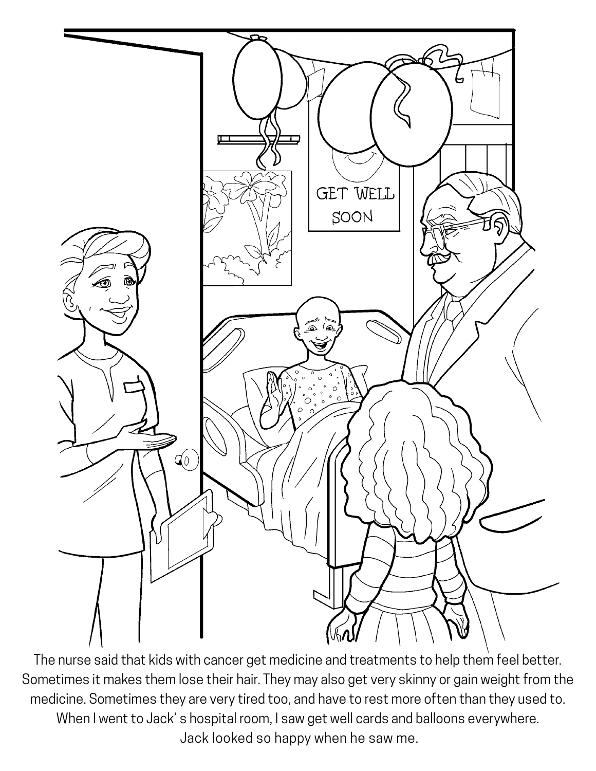The nurse said that kids with cancer get medicine and treatments to help them feel better. Sometimes it makes them lose their hair. They may also get very skinny or gain weight from the medicine. Sometimes they are very tired too, and have to rest more often than they used to. When I went to Jack' s hospital room, I saw get well cards and balloons everywhere. Jack looked so happy when he saw me.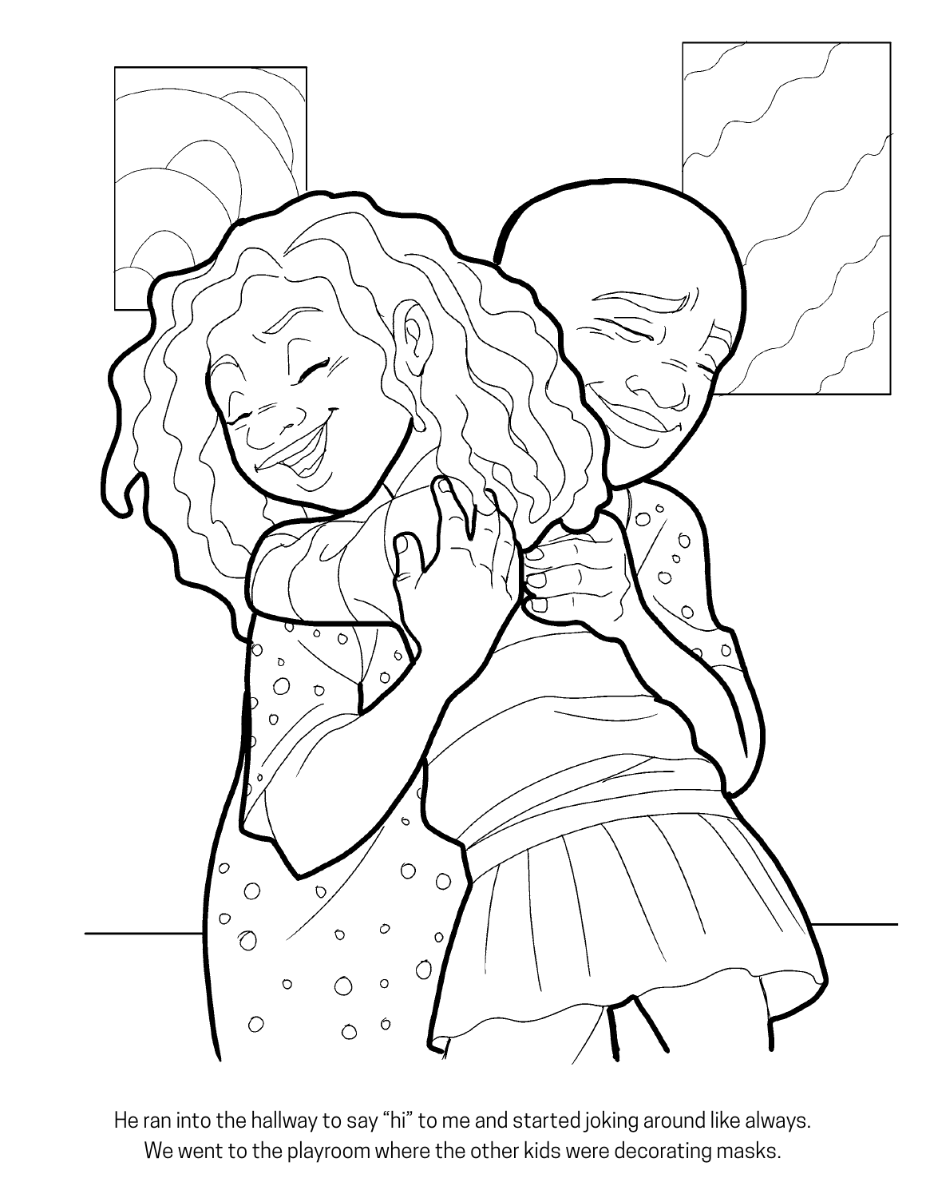He ran into the hallway to say “hi” to me and started joking around like always.
We went to the playroom where the other kids were decorating masks.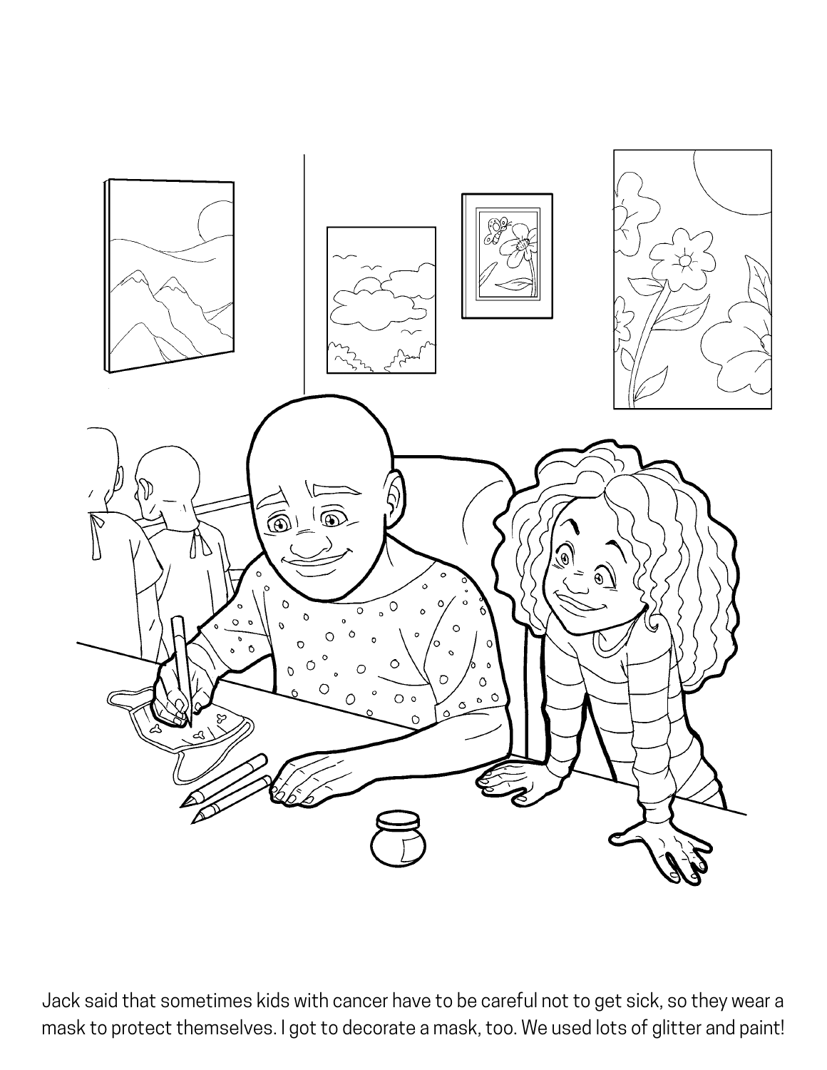Jack said that sometimes kids with cancer have to be careful not to get sick, so they wear a mask to protect themselves. I got to decorate a mask, too. We used lots of glitter and paint!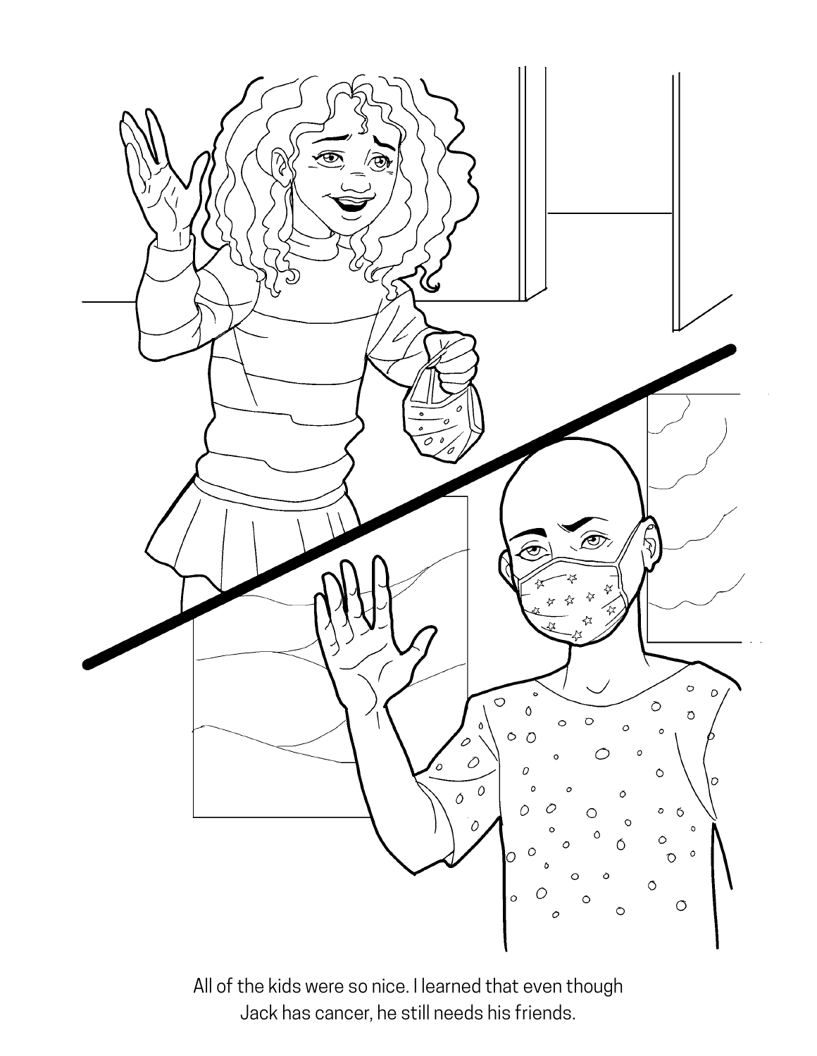All of the kids were so nice. I learned that even though Jack has cancer, he still needs his friends.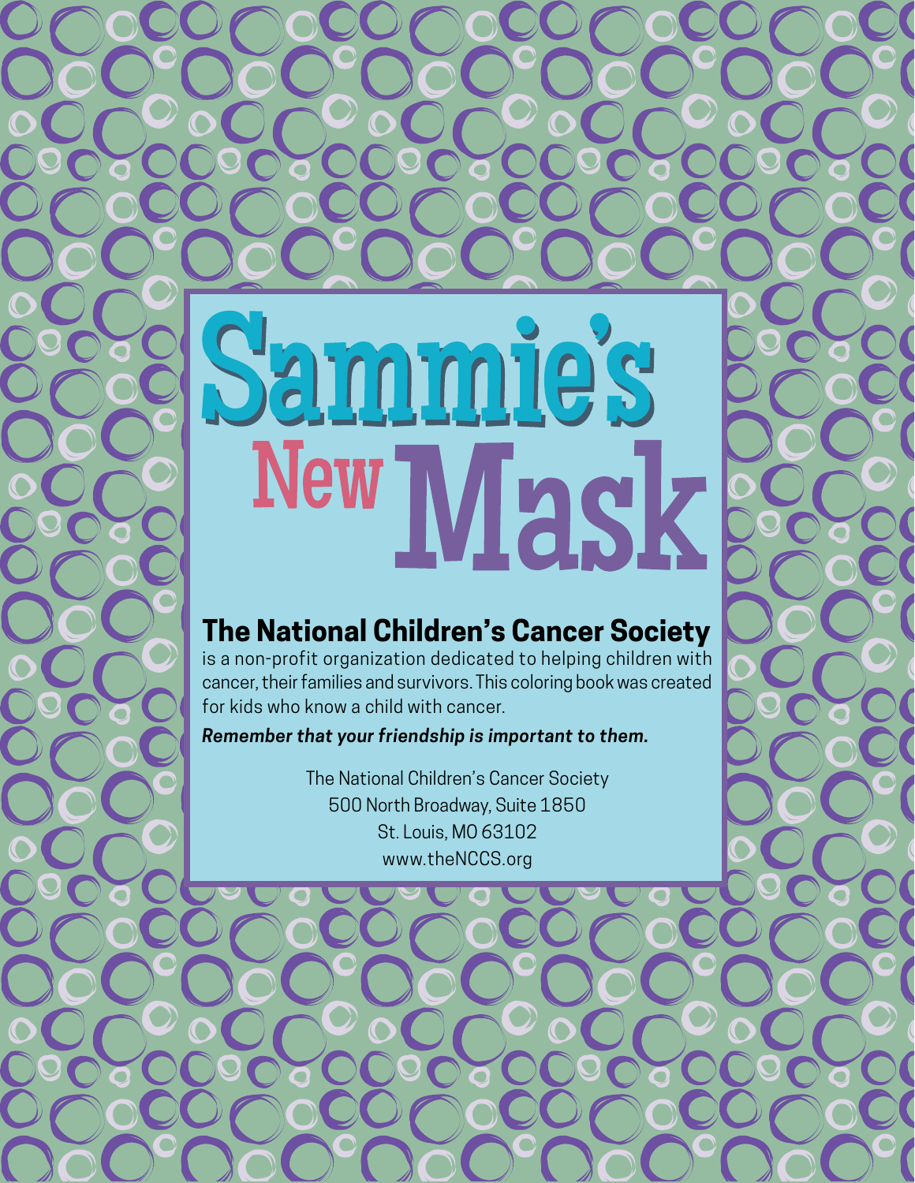# Sammie's New Mask

## The National Children's Cancer Society

is a non-profit organization dedicated to helping children with cancer, their families and survivors. This coloring book was created for kids who know a child with cancer.

***Remember that your friendship is important to them.***

The National Children's Cancer Society
500 North Broadway, Suite 1850
St. Louis, MO 63102
www.theNCCS.org